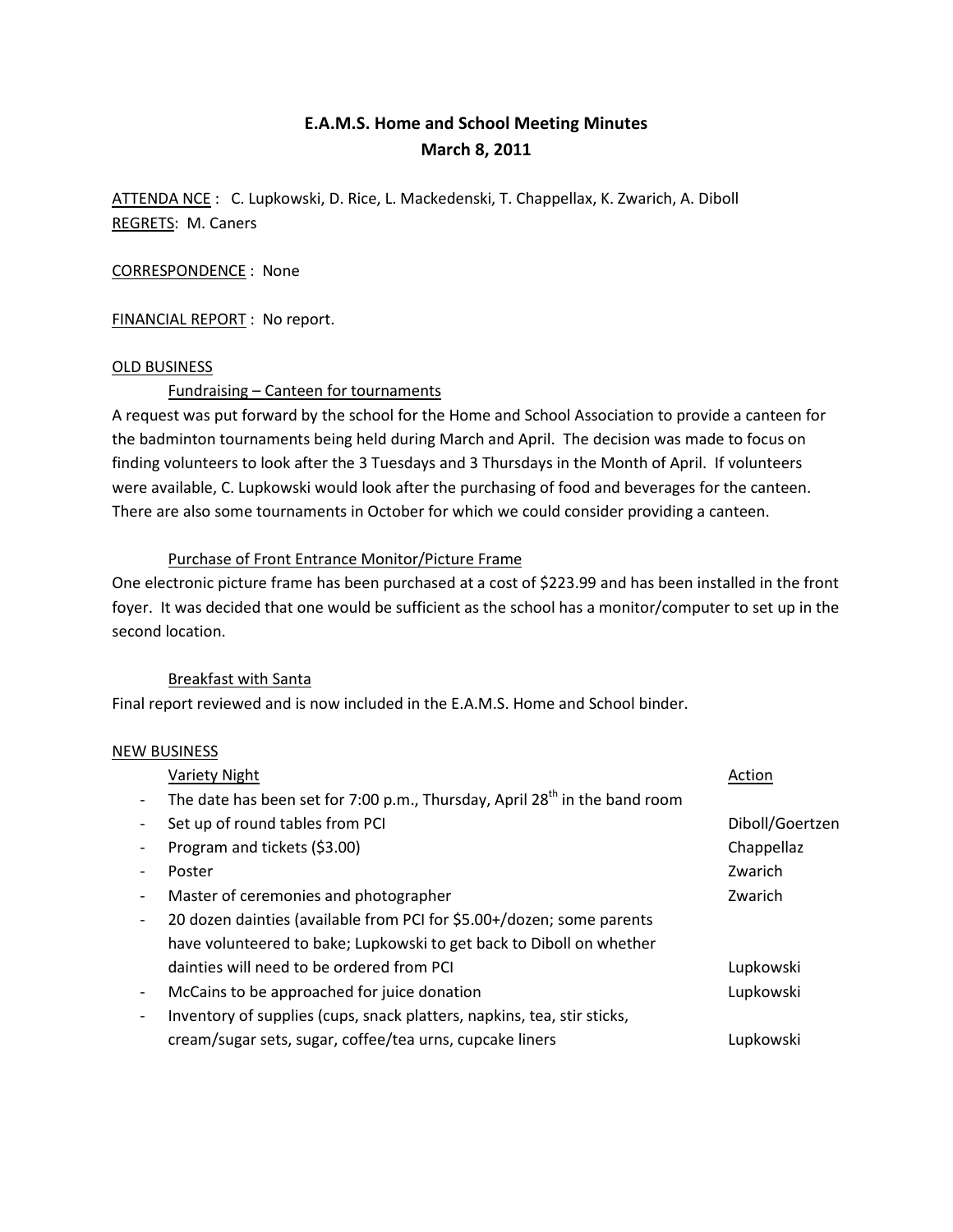# E.A.M.S. Home and School Meeting Minutes
## March 8, 2011

ATTENDA NCE : C. Lupkowski, D. Rice, L. Mackedenski, T. Chappellax, K. Zwarich, A. Diboll
REGRETS: M. Caners

CORRESPONDENCE : None

FINANCIAL REPORT : No report.

OLD BUSINESS

Fundraising – Canteen for tournaments

A request was put forward by the school for the Home and School Association to provide a canteen for the badminton tournaments being held during March and April. The decision was made to focus on finding volunteers to look after the 3 Tuesdays and 3 Thursdays in the Month of April. If volunteers were available, C. Lupkowski would look after the purchasing of food and beverages for the canteen. There are also some tournaments in October for which we could consider providing a canteen.

Purchase of Front Entrance Monitor/Picture Frame

One electronic picture frame has been purchased at a cost of $223.99 and has been installed in the front foyer. It was decided that one would be sufficient as the school has a monitor/computer to set up in the second location.

Breakfast with Santa

Final report reviewed and is now included in the E.A.M.S. Home and School binder.

NEW BUSINESS

| Variety Night | Action |
|---|---|
| - The date has been set for 7:00 p.m., Thursday, April 28th in the band room | |
| - Set up of round tables from PCI | Diboll/Goertzen |
| - Program and tickets ($3.00) | Chappellaz |
| - Poster | Zwarich |
| - Master of ceremonies and photographer | Zwarich |
| - 20 dozen dainties (available from PCI for $5.00+/dozen; some parents have volunteered to bake; Lupkowski to get back to Diboll on whether dainties will need to be ordered from PCI | Lupkowski |
| - McCains to be approached for juice donation | Lupkowski |
| - Inventory of supplies (cups, snack platters, napkins, tea, stir sticks, cream/sugar sets, sugar, coffee/tea urns, cupcake liners | Lupkowski |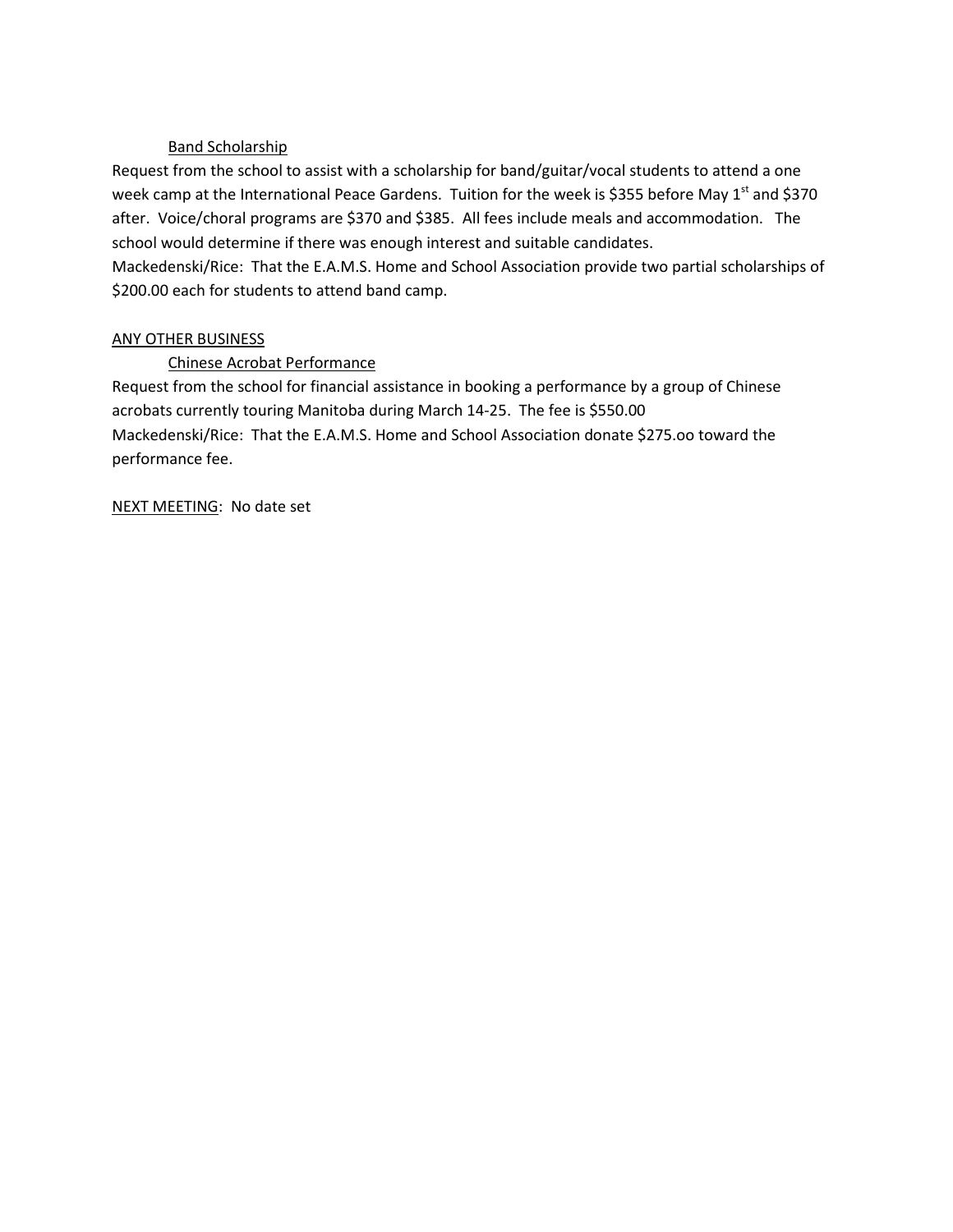Band Scholarship

Request from the school to assist with a scholarship for band/guitar/vocal students to attend a one week camp at the International Peace Gardens. Tuition for the week is $355 before May 1st and $370 after. Voice/choral programs are $370 and $385. All fees include meals and accommodation. The school would determine if there was enough interest and suitable candidates.

Mackedenski/Rice: That the E.A.M.S. Home and School Association provide two partial scholarships of $200.00 each for students to attend band camp.

ANY OTHER BUSINESS

Chinese Acrobat Performance

Request from the school for financial assistance in booking a performance by a group of Chinese acrobats currently touring Manitoba during March 14-25. The fee is $550.00

Mackedenski/Rice: That the E.A.M.S. Home and School Association donate $275.oo toward the performance fee.

NEXT MEETING: No date set